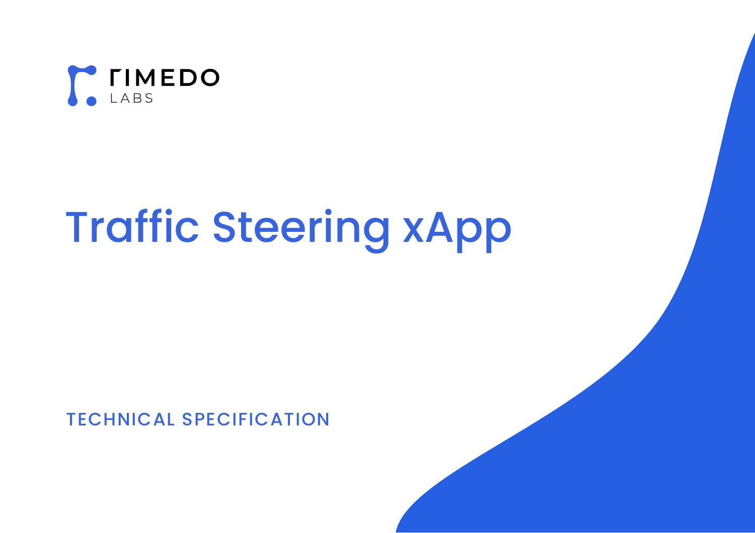RIMEDO LABS

# Traffic Steering xApp

TECHNICAL SPECIFICATION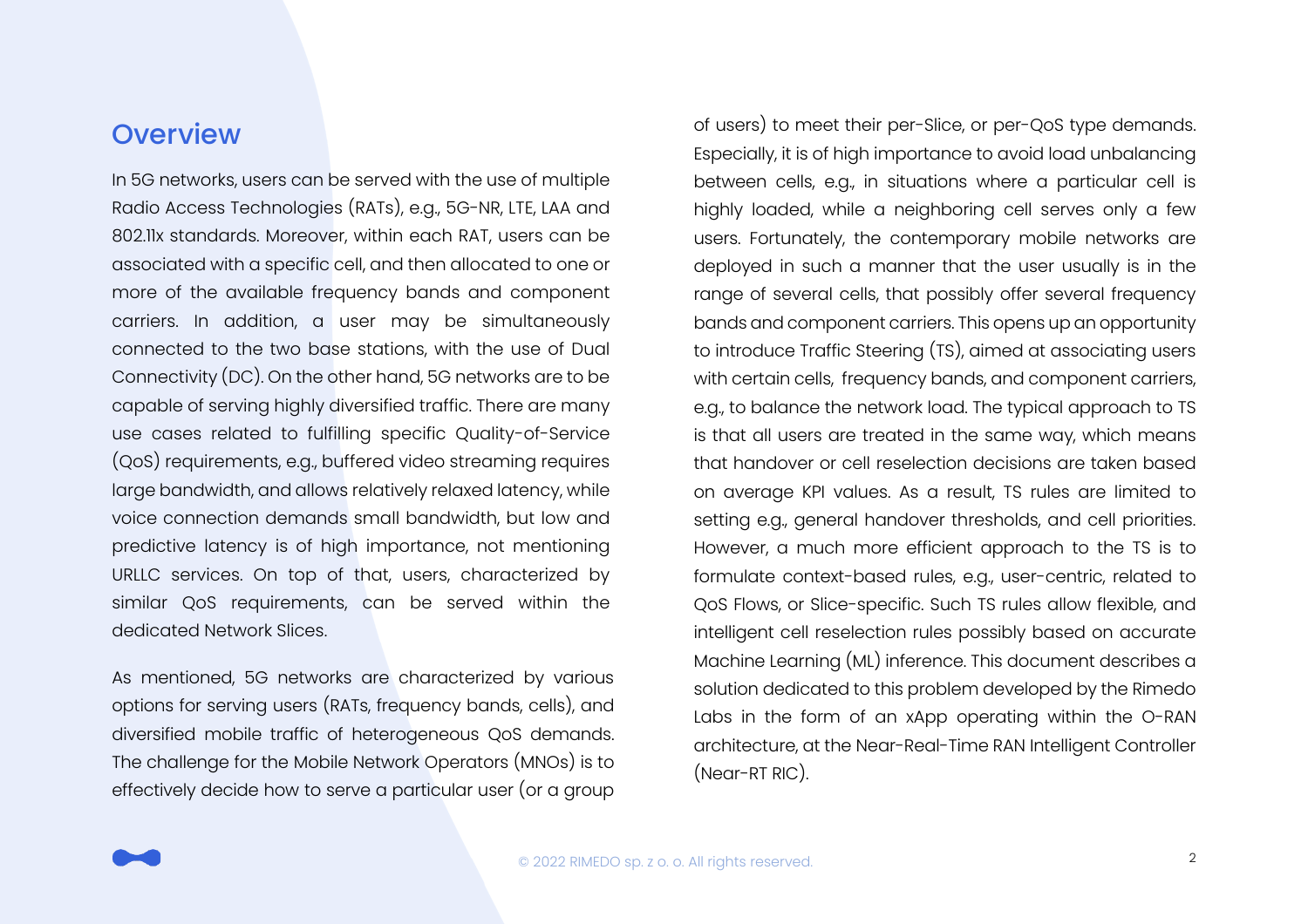## Overview

In 5G networks, users can be served with the use of multiple Radio Access Technologies (RATs), e.g., 5G-NR, LTE, LAA and 802.11x standards. Moreover, within each RAT, users can be associated with a specific cell, and then allocated to one or more of the available frequency bands and component carriers. In addition, a user may be simultaneously connected to the two base stations, with the use of Dual Connectivity (DC). On the other hand, 5G networks are to be capable of serving highly diversified traffic. There are many use cases related to fulfilling specific Quality-of-Service (QoS) requirements, e.g., buffered video streaming requires large bandwidth, and allows relatively relaxed latency, while voice connection demands small bandwidth, but low and predictive latency is of high importance, not mentioning URLLC services. On top of that, users, characterized by similar QoS requirements, can be served within the dedicated Network Slices.

As mentioned, 5G networks are characterized by various options for serving users (RATs, frequency bands, cells), and diversified mobile traffic of heterogeneous QoS demands. The challenge for the Mobile Network Operators (MNOs) is to effectively decide how to serve a particular user (or a group of users) to meet their per-Slice, or per-QoS type demands. Especially, it is of high importance to avoid load unbalancing between cells, e.g., in situations where a particular cell is highly loaded, while a neighboring cell serves only a few users. Fortunately, the contemporary mobile networks are deployed in such a manner that the user usually is in the range of several cells, that possibly offer several frequency bands and component carriers. This opens up an opportunity to introduce Traffic Steering (TS), aimed at associating users with certain cells, frequency bands, and component carriers, e.g., to balance the network load. The typical approach to TS is that all users are treated in the same way, which means that handover or cell reselection decisions are taken based on average KPI values. As a result, TS rules are limited to setting e.g., general handover thresholds, and cell priorities. However, a much more efficient approach to the TS is to formulate context-based rules, e.g., user-centric, related to QoS Flows, or Slice-specific. Such TS rules allow flexible, and intelligent cell reselection rules possibly based on accurate Machine Learning (ML) inference. This document describes a solution dedicated to this problem developed by the Rimedo Labs in the form of an xApp operating within the O-RAN architecture, at the Near-Real-Time RAN Intelligent Controller (Near-RT RIC).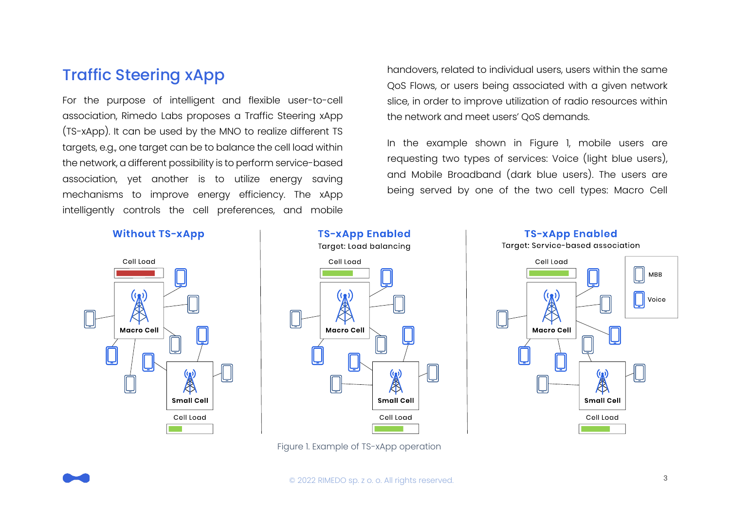## Traffic Steering xApp

For the purpose of intelligent and flexible user-to-cell association, Rimedo Labs proposes a Traffic Steering xApp (TS-xApp). It can be used by the MNO to realize different TS targets, e.g., one target can be to balance the cell load within the network, a different possibility is to perform service-based association, yet another is to utilize energy saving mechanisms to improve energy efficiency. The xApp intelligently controls the cell preferences, and mobile handovers, related to individual users, users within the same QoS Flows, or users being associated with a given network slice, in order to improve utilization of radio resources within the network and meet users' QoS demands.

In the example shown in Figure 1, mobile users are requesting two types of services: Voice (light blue users), and Mobile Broadband (dark blue users). The users are being served by one of the two cell types: Macro Cell

Figure 1. Example of TS-xApp operation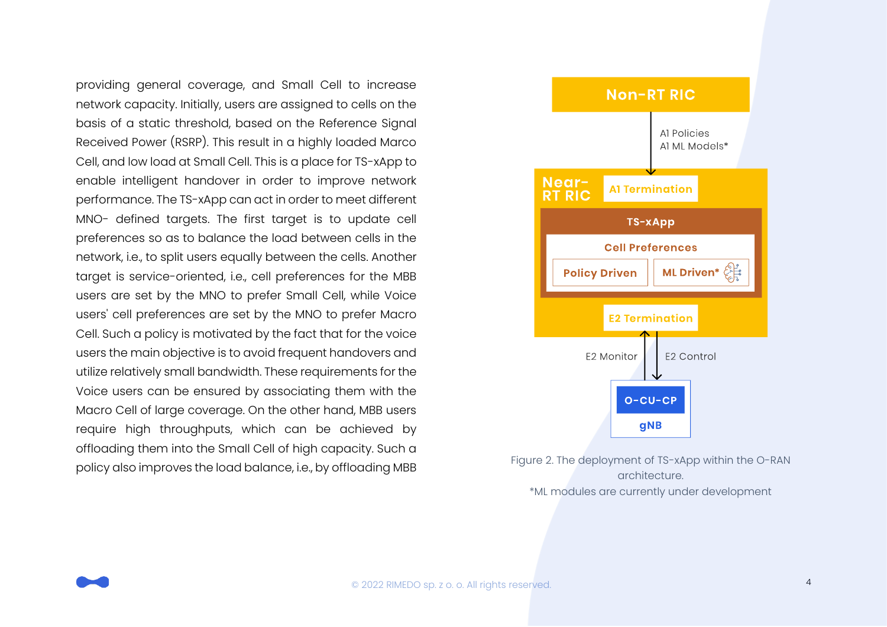providing general coverage, and Small Cell to increase network capacity. Initially, users are assigned to cells on the basis of a static threshold, based on the Reference Signal Received Power (RSRP). This result in a highly loaded Marco Cell, and low load at Small Cell. This is a place for TS-xApp to enable intelligent handover in order to improve network performance. The TS-xApp can act in order to meet different MNO- defined targets. The first target is to update cell preferences so as to balance the load between cells in the network, i.e., to split users equally between the cells. Another target is service-oriented, i.e., cell preferences for the MBB users are set by the MNO to prefer Small Cell, while Voice users' cell preferences are set by the MNO to prefer Macro Cell. Such a policy is motivated by the fact that for the voice users the main objective is to avoid frequent handovers and utilize relatively small bandwidth. These requirements for the Voice users can be ensured by associating them with the Macro Cell of large coverage. On the other hand, MBB users require high throughputs, which can be achieved by offloading them into the Small Cell of high capacity. Such a policy also improves the load balance, i.e., by offloading MBB

Non-RT RIC

A1 Policies
A1 ML Models*

Near-RT RIC

A1 Termination

TS-xApp

Cell Preferences

Policy Driven | ML Driven*

E2 Termination

E2 Monitor | E2 Control

O-CU-CP

gNB

Figure 2. The deployment of TS-xApp within the O-RAN architecture.
*ML modules are currently under development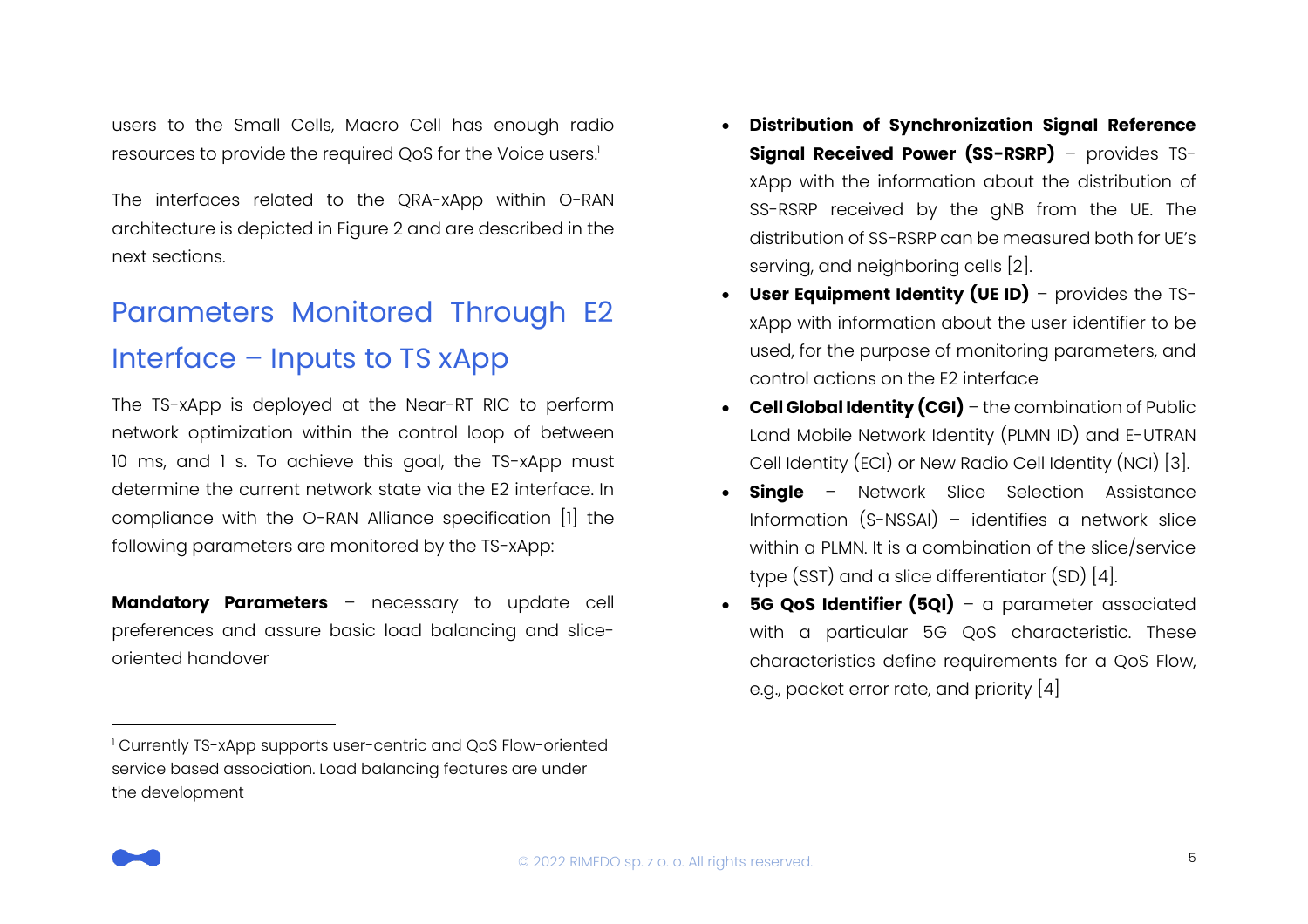users to the Small Cells, Macro Cell has enough radio resources to provide the required QoS for the Voice users.[1]

The interfaces related to the QRA-xApp within O-RAN architecture is depicted in Figure 2 and are described in the next sections.

## Parameters Monitored Through E2 Interface – Inputs to TS xApp

The TS-xApp is deployed at the Near-RT RIC to perform network optimization within the control loop of between 10 ms, and 1 s. To achieve this goal, the TS-xApp must determine the current network state via the E2 interface. In compliance with the O-RAN Alliance specification [1] the following parameters are monitored by the TS-xApp:

**Mandatory Parameters** – necessary to update cell preferences and assure basic load balancing and slice-oriented handover

- **Distribution of Synchronization Signal Reference Signal Received Power (SS-RSRP)** – provides TS-xApp with the information about the distribution of SS-RSRP received by the gNB from the UE. The distribution of SS-RSRP can be measured both for UE's serving, and neighboring cells [2].
- **User Equipment Identity (UE ID)** – provides the TS-xApp with information about the user identifier to be used, for the purpose of monitoring parameters, and control actions on the E2 interface
- **Cell Global Identity (CGI)** – the combination of Public Land Mobile Network Identity (PLMN ID) and E-UTRAN Cell Identity (ECI) or New Radio Cell Identity (NCI) [3].
- **Single** – Network Slice Selection Assistance Information (S-NSSAI) – identifies a network slice within a PLMN. It is a combination of the slice/service type (SST) and a slice differentiator (SD) [4].
- **5G QoS Identifier (5QI)** – a parameter associated with a particular 5G QoS characteristic. These characteristics define requirements for a QoS Flow, e.g., packet error rate, and priority [4]

[1] Currently TS-xApp supports user-centric and QoS Flow-oriented service based association. Load balancing features are under the development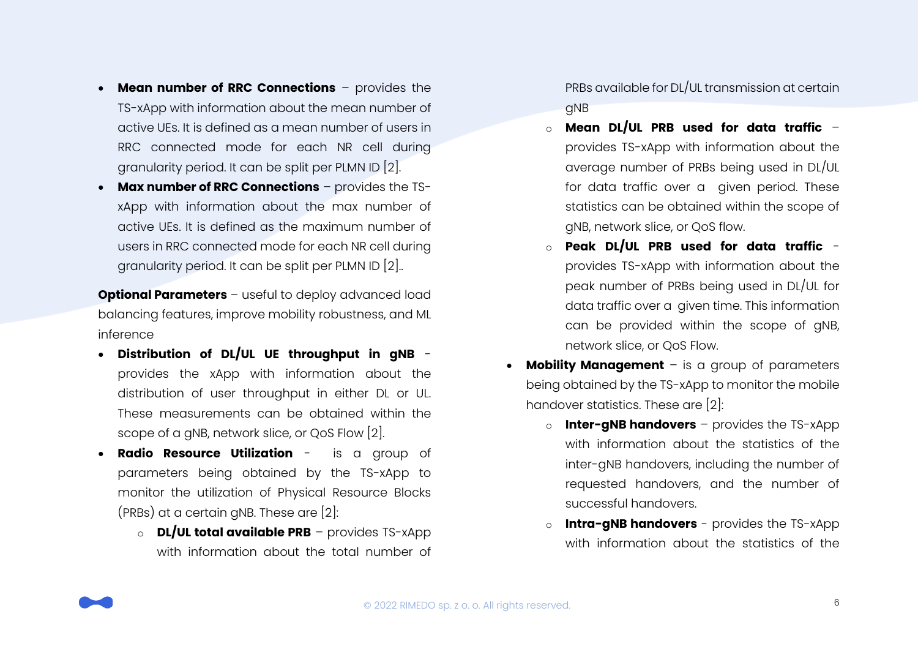- **Mean number of RRC Connections** – provides the TS-xApp with information about the mean number of active UEs. It is defined as a mean number of users in RRC connected mode for each NR cell during granularity period. It can be split per PLMN ID [2].
- **Max number of RRC Connections** – provides the TS-xApp with information about the max number of active UEs. It is defined as the maximum number of users in RRC connected mode for each NR cell during granularity period. It can be split per PLMN ID [2]..

**Optional Parameters** – useful to deploy advanced load balancing features, improve mobility robustness, and ML inference

- **Distribution of DL/UL UE throughput in gNB** - provides the xApp with information about the distribution of user throughput in either DL or UL. These measurements can be obtained within the scope of a gNB, network slice, or QoS Flow [2].
- **Radio Resource Utilization** - is a group of parameters being obtained by the TS-xApp to monitor the utilization of Physical Resource Blocks (PRBs) at a certain gNB. These are [2]:
  - **DL/UL total available PRB** – provides TS-xApp with information about the total number of PRBs available for DL/UL transmission at certain gNB
  - **Mean DL/UL PRB used for data traffic** – provides TS-xApp with information about the average number of PRBs being used in DL/UL for data traffic over a given period. These statistics can be obtained within the scope of gNB, network slice, or QoS flow.
  - **Peak DL/UL PRB used for data traffic** - provides TS-xApp with information about the peak number of PRBs being used in DL/UL for data traffic over a given time. This information can be provided within the scope of gNB, network slice, or QoS Flow.
- **Mobility Management** – is a group of parameters being obtained by the TS-xApp to monitor the mobile handover statistics. These are [2]:
  - **Inter-gNB handovers** – provides the TS-xApp with information about the statistics of the inter-gNB handovers, including the number of requested handovers, and the number of successful handovers.
  - **Intra-gNB handovers** - provides the TS-xApp with information about the statistics of the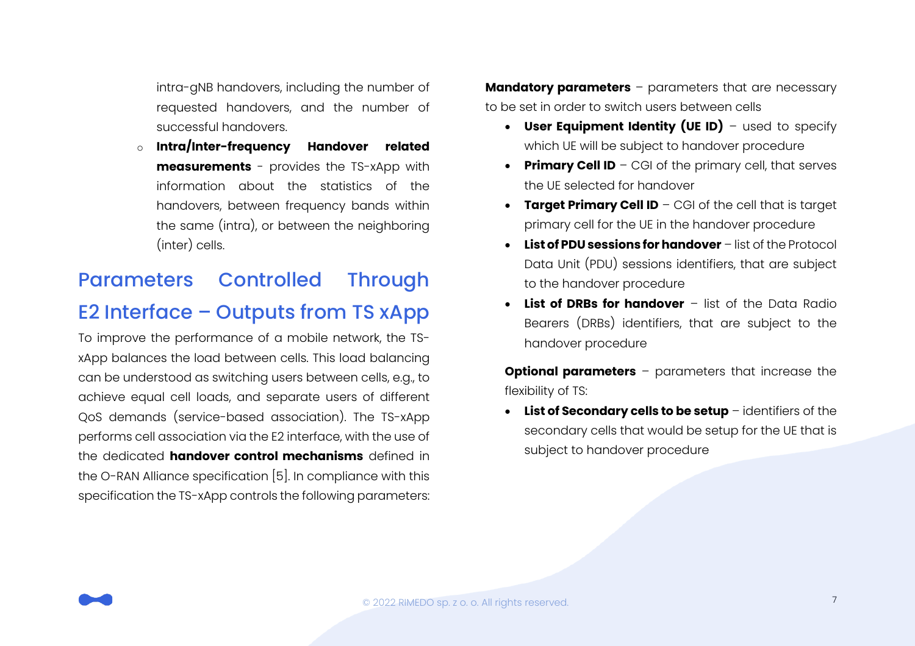intra-gNB handovers, including the number of requested handovers, and the number of successful handovers.

- **Intra/Inter-frequency Handover related measurements** - provides the TS-xApp with information about the statistics of the handovers, between frequency bands within the same (intra), or between the neighboring (inter) cells.

## Parameters Controlled Through E2 Interface – Outputs from TS xApp

To improve the performance of a mobile network, the TS-xApp balances the load between cells. This load balancing can be understood as switching users between cells, e.g., to achieve equal cell loads, and separate users of different QoS demands (service-based association). The TS-xApp performs cell association via the E2 interface, with the use of the dedicated **handover control mechanisms** defined in the O-RAN Alliance specification [5]. In compliance with this specification the TS-xApp controls the following parameters:

**Mandatory parameters** – parameters that are necessary to be set in order to switch users between cells

- **User Equipment Identity (UE ID)** – used to specify which UE will be subject to handover procedure
- **Primary Cell ID** – CGI of the primary cell, that serves the UE selected for handover
- **Target Primary Cell ID** – CGI of the cell that is target primary cell for the UE in the handover procedure
- **List of PDU sessions for handover** – list of the Protocol Data Unit (PDU) sessions identifiers, that are subject to the handover procedure
- **List of DRBs for handover** – list of the Data Radio Bearers (DRBs) identifiers, that are subject to the handover procedure

**Optional parameters** – parameters that increase the flexibility of TS:

- **List of Secondary cells to be setup** – identifiers of the secondary cells that would be setup for the UE that is subject to handover procedure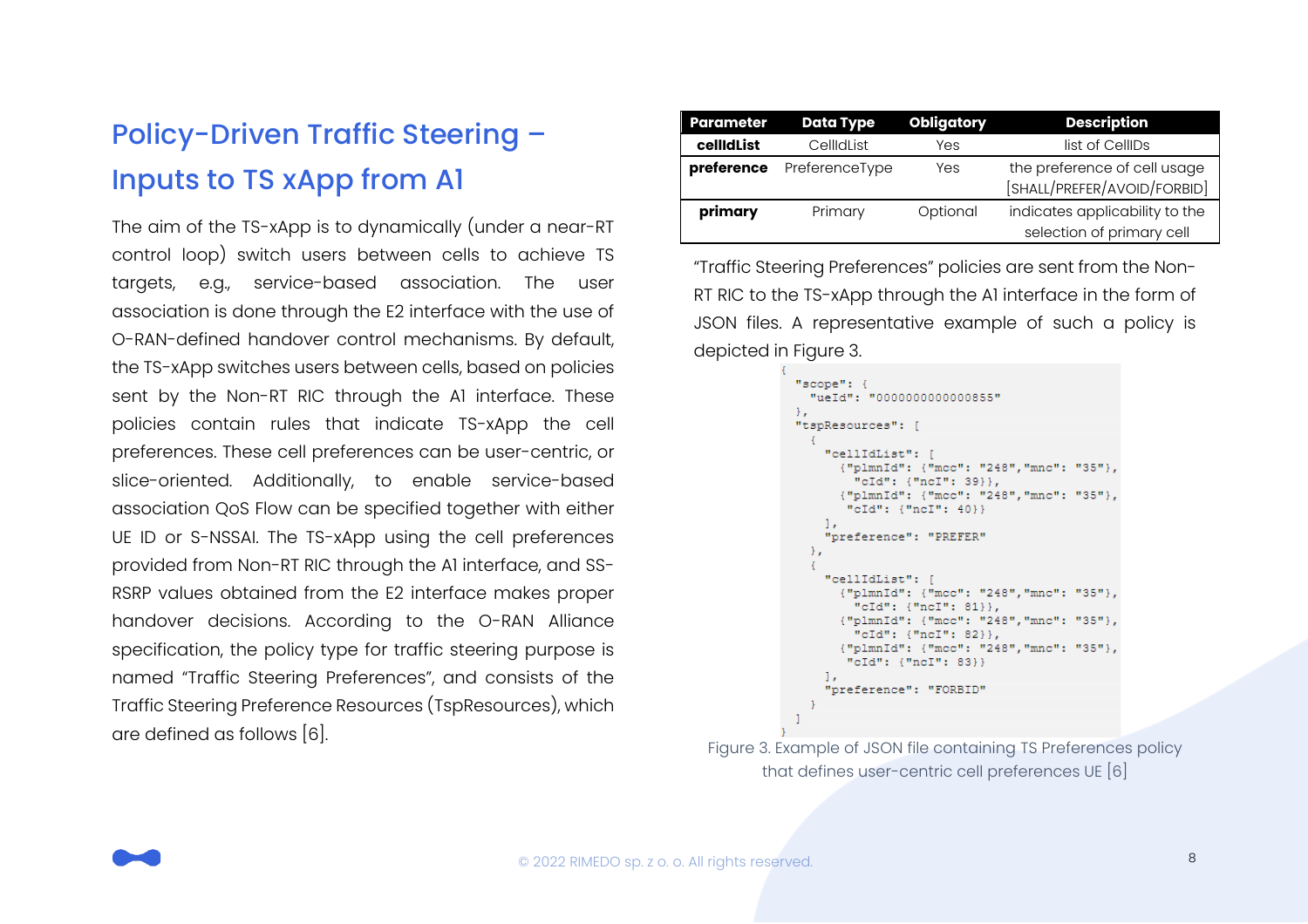# Policy-Driven Traffic Steering – Inputs to TS xApp from A1

The aim of the TS-xApp is to dynamically (under a near-RT control loop) switch users between cells to achieve TS targets, e.g., service-based association. The user association is done through the E2 interface with the use of O-RAN-defined handover control mechanisms. By default, the TS-xApp switches users between cells, based on policies sent by the Non-RT RIC through the A1 interface. These policies contain rules that indicate TS-xApp the cell preferences. These cell preferences can be user-centric, or slice-oriented. Additionally, to enable service-based association QoS Flow can be specified together with either UE ID or S-NSSAI. The TS-xApp using the cell preferences provided from Non-RT RIC through the A1 interface, and SS-RSRP values obtained from the E2 interface makes proper handover decisions. According to the O-RAN Alliance specification, the policy type for traffic steering purpose is named "Traffic Steering Preferences", and consists of the Traffic Steering Preference Resources (TspResources), which are defined as follows [6].

| Parameter | Data Type | Obligatory | Description |
|---|---|---|---|
| **cellIdList** | CellIdList | Yes | list of CellIDs |
| **preference** | PreferenceType | Yes | the preference of cell usage [SHALL/PREFER/AVOID/FORBID] |
| **primary** | Primary | Optional | indicates applicability to the selection of primary cell |

"Traffic Steering Preferences" policies are sent from the Non-RT RIC to the TS-xApp through the A1 interface in the form of JSON files. A representative example of such a policy is depicted in Figure 3.

```
{
  "scope": {
    "ueId": "0000000000000855"
  },
  "tspResources": [
    {
      "cellIdList": [
        {"plmnId": {"mcc": "248","mnc": "35"},
          "cId": {"ncI": 39}},
        {"plmnId": {"mcc": "248","mnc": "35"},
         "cId": {"ncI": 40}}
      ],
      "preference": "PREFER"
    },
    {
      "cellIdList": [
        {"plmnId": {"mcc": "248","mnc": "35"},
          "cId": {"ncI": 81}},
        {"plmnId": {"mcc": "248","mnc": "35"},
          "cId": {"ncI": 82}},
        {"plmnId": {"mcc": "248","mnc": "35"},
         "cId": {"ncI": 83}}
      ],
      "preference": "FORBID"
    }
  ]
}
```

Figure 3. Example of JSON file containing TS Preferences policy that defines user-centric cell preferences UE [6]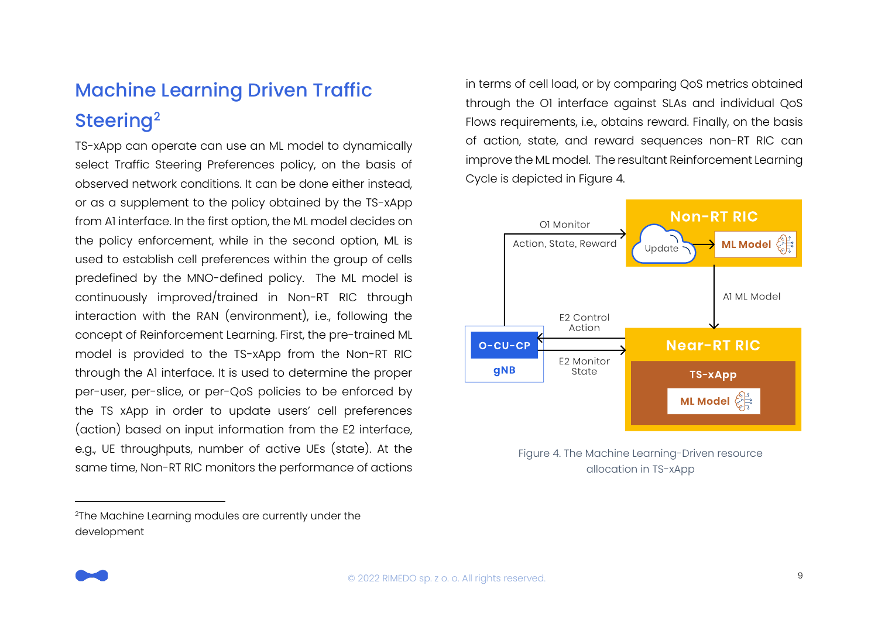## Machine Learning Driven Traffic Steering[2]

TS-xApp can operate can use an ML model to dynamically select Traffic Steering Preferences policy, on the basis of observed network conditions. It can be done either instead, or as a supplement to the policy obtained by the TS-xApp from A1 interface. In the first option, the ML model decides on the policy enforcement, while in the second option, ML is used to establish cell preferences within the group of cells predefined by the MNO-defined policy. The ML model is continuously improved/trained in Non-RT RIC through interaction with the RAN (environment), i.e., following the concept of Reinforcement Learning. First, the pre-trained ML model is provided to the TS-xApp from the Non-RT RIC through the A1 interface. It is used to determine the proper per-user, per-slice, or per-QoS policies to be enforced by the TS xApp in order to update users' cell preferences (action) based on input information from the E2 interface, e.g., UE throughputs, number of active UEs (state). At the same time, Non-RT RIC monitors the performance of actions in terms of cell load, or by comparing QoS metrics obtained through the O1 interface against SLAs and individual QoS Flows requirements, i.e., obtains reward. Finally, on the basis of action, state, and reward sequences non-RT RIC can improve the ML model. The resultant Reinforcement Learning Cycle is depicted in Figure 4.

Figure 4. The Machine Learning-Driven resource allocation in TS-xApp

[2] The Machine Learning modules are currently under the development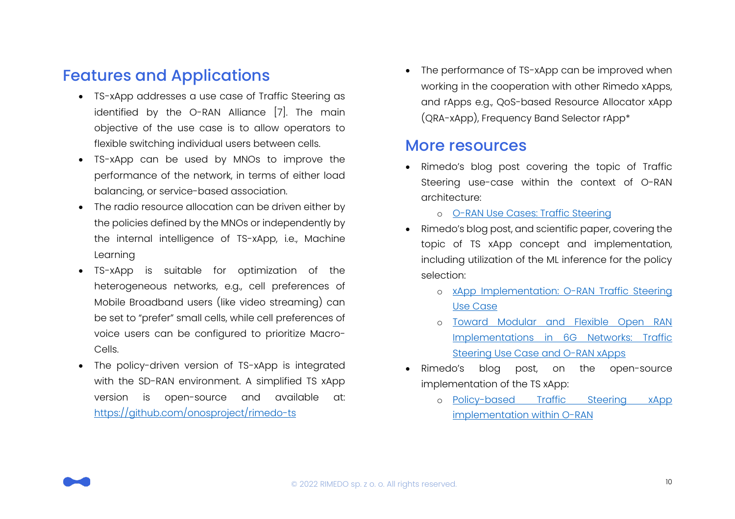## Features and Applications

- TS-xApp addresses a use case of Traffic Steering as identified by the O-RAN Alliance [7]. The main objective of the use case is to allow operators to flexible switching individual users between cells.
- TS-xApp can be used by MNOs to improve the performance of the network, in terms of either load balancing, or service-based association.
- The radio resource allocation can be driven either by the policies defined by the MNOs or independently by the internal intelligence of TS-xApp, i.e., Machine Learning
- TS-xApp is suitable for optimization of the heterogeneous networks, e.g., cell preferences of Mobile Broadband users (like video streaming) can be set to "prefer" small cells, while cell preferences of voice users can be configured to prioritize Macro-Cells.
- The policy-driven version of TS-xApp is integrated with the SD-RAN environment. A simplified TS xApp version is open-source and available at: https://github.com/onosproject/rimedo-ts
- The performance of TS-xApp can be improved when working in the cooperation with other Rimedo xApps, and rApps e.g., QoS-based Resource Allocator xApp (QRA-xApp), Frequency Band Selector rApp*

## More resources

- Rimedo's blog post covering the topic of Traffic Steering use-case within the context of O-RAN architecture:
  - O-RAN Use Cases: Traffic Steering
- Rimedo's blog post, and scientific paper, covering the topic of TS xApp concept and implementation, including utilization of the ML inference for the policy selection:
  - xApp Implementation: O-RAN Traffic Steering Use Case
  - Toward Modular and Flexible Open RAN Implementations in 6G Networks: Traffic Steering Use Case and O-RAN xApps
- Rimedo's blog post, on the open-source implementation of the TS xApp:
  - Policy-based Traffic Steering xApp implementation within O-RAN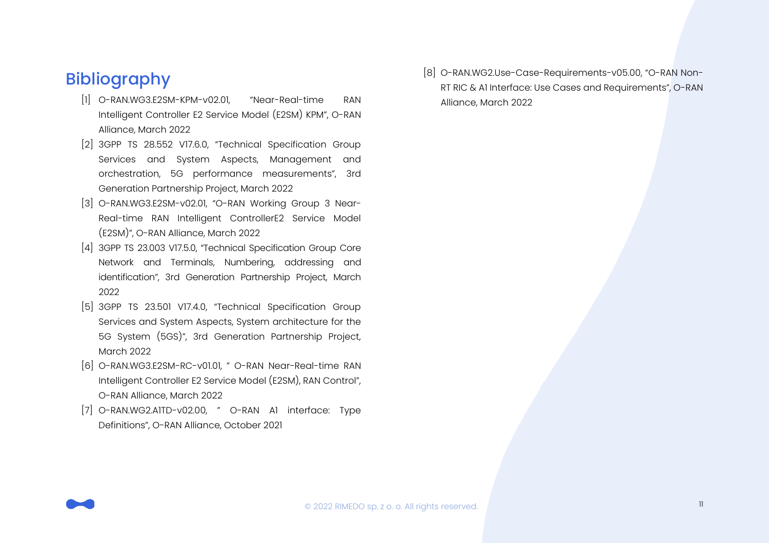## Bibliography

[1] O-RAN.WG3.E2SM-KPM-v02.01, "Near-Real-time RAN Intelligent Controller E2 Service Model (E2SM) KPM", O-RAN Alliance, March 2022

[2] 3GPP TS 28.552 V17.6.0, "Technical Specification Group Services and System Aspects, Management and orchestration, 5G performance measurements", 3rd Generation Partnership Project, March 2022

[3] O-RAN.WG3.E2SM-v02.01, "O-RAN Working Group 3 Near-Real-time RAN Intelligent ControllerE2 Service Model (E2SM)", O-RAN Alliance, March 2022

[4] 3GPP TS 23.003 V17.5.0, "Technical Specification Group Core Network and Terminals, Numbering, addressing and identification", 3rd Generation Partnership Project, March 2022

[5] 3GPP TS 23.501 V17.4.0, "Technical Specification Group Services and System Aspects, System architecture for the 5G System (5GS)", 3rd Generation Partnership Project, March 2022

[6] O-RAN.WG3.E2SM-RC-v01.01, " O-RAN Near-Real-time RAN Intelligent Controller E2 Service Model (E2SM), RAN Control", O-RAN Alliance, March 2022

[7] O-RAN.WG2.A1TD-v02.00, " O-RAN A1 interface: Type Definitions", O-RAN Alliance, October 2021

[8] O-RAN.WG2.Use-Case-Requirements-v05.00, "O-RAN Non-RT RIC & A1 Interface: Use Cases and Requirements", O-RAN Alliance, March 2022

© 2022 RIMEDO sp. z o. o. All rights reserved.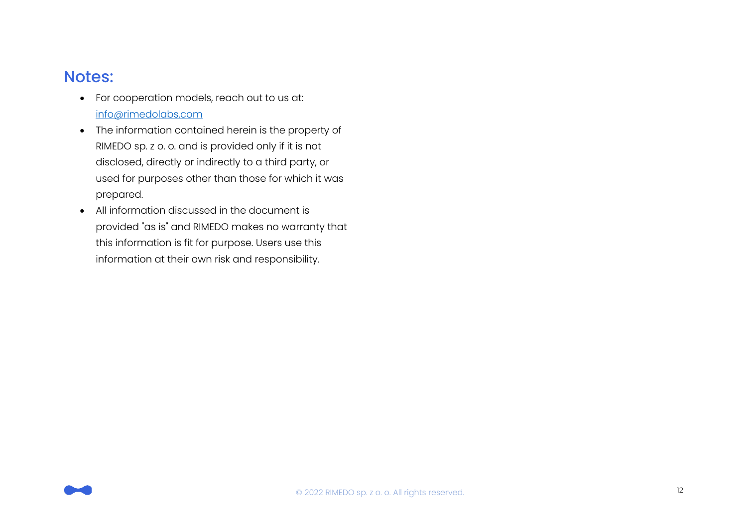## Notes:

- For cooperation models, reach out to us at: [info@rimedolabs.com](mailto:info@rimedolabs.com)
- The information contained herein is the property of RIMEDO sp. z o. o. and is provided only if it is not disclosed, directly or indirectly to a third party, or used for purposes other than those for which it was prepared.
- All information discussed in the document is provided "as is" and RIMEDO makes no warranty that this information is fit for purpose. Users use this information at their own risk and responsibility.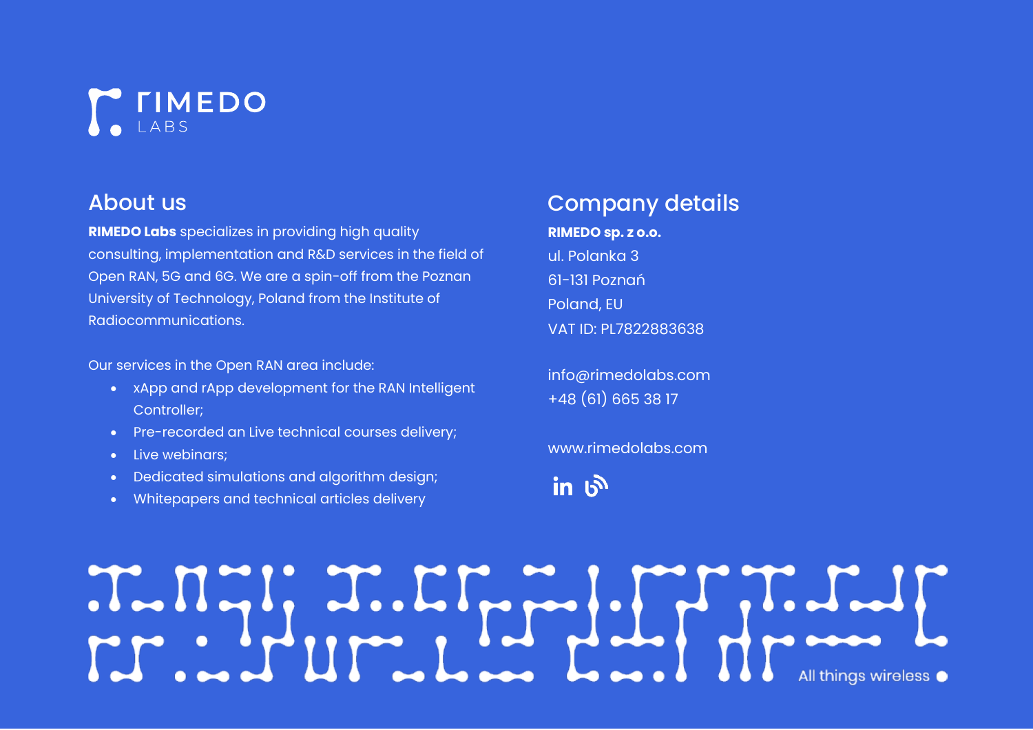RIMEDO LABS

## About us

**RIMEDO Labs** specializes in providing high quality consulting, implementation and R&D services in the field of Open RAN, 5G and 6G. We are a spin-off from the Poznan University of Technology, Poland from the Institute of Radiocommunications.

Our services in the Open RAN area include:

- xApp and rApp development for the RAN Intelligent Controller;
- Pre-recorded an Live technical courses delivery;
- Live webinars;
- Dedicated simulations and algorithm design;
- Whitepapers and technical articles delivery

## Company details

**RIMEDO sp. z o.o.**
ul. Polanka 3
61-131 Poznań
Poland, EU
VAT ID: PL7822883638

info@rimedolabs.com
+48 (61) 665 38 17

www.rimedolabs.com

All things wireless